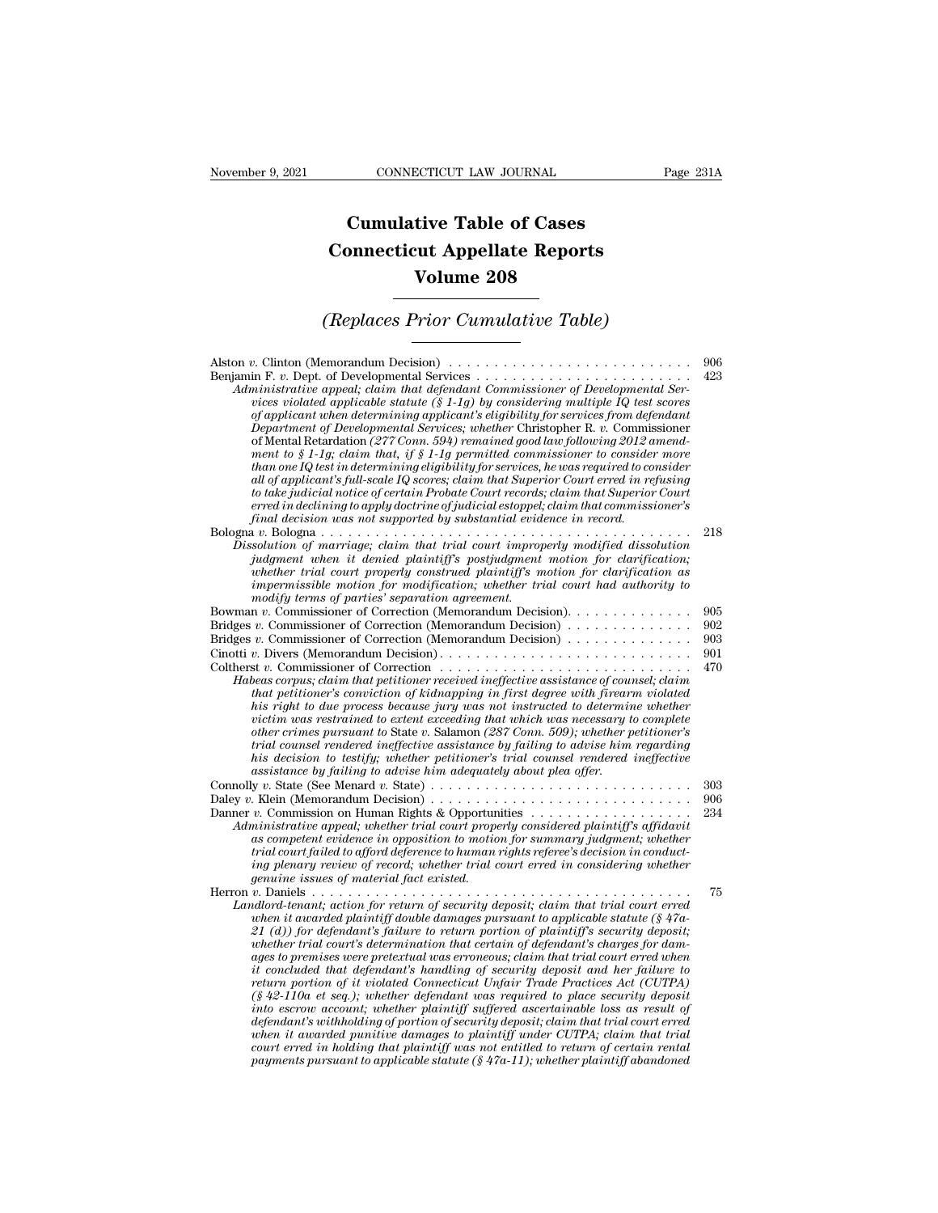# Cumulative Table of Cases
# Connecticut Appellate Reports
# Volume 208

## *(Replaces Prior Cumulative Table)*

Alston *v.* Clinton (Memorandum Decision) . . . . . . . . . . . . . . . . . . . . . . . . . . . 906

Benjamin F. *v.* Dept. of Developmental Services . . . . . . . . . . . . . . . . . . . . . . . . 423

*Administrative appeal; claim that defendant Commissioner of Developmental Services violated applicable statute (§ 1-1g) by considering multiple IQ test scores of applicant when determining applicant's eligibility for services from defendant Department of Developmental Services; whether* Christopher R. *v.* Commissioner of Mental Retardation *(277 Conn. 594) remained good law following 2012 amendment to § 1-1g; claim that, if § 1-1g permitted commissioner to consider more than one IQ test in determining eligibility for services, he was required to consider all of applicant's full-scale IQ scores; claim that Superior Court erred in refusing to take judicial notice of certain Probate Court records; claim that Superior Court erred in declining to apply doctrine of judicial estoppel; claim that commissioner's final decision was not supported by substantial evidence in record.*

Bologna *v.* Bologna . . . . . . . . . . . . . . . . . . . . . . . . . . . . . . . . . . . . . . . . . 218

*Dissolution of marriage; claim that trial court improperly modified dissolution judgment when it denied plaintiff's postjudgment motion for clarification; whether trial court properly construed plaintiff's motion for clarification as impermissible motion for modification; whether trial court had authority to modify terms of parties' separation agreement.*

Bowman *v.* Commissioner of Correction (Memorandum Decision). . . . . . . . . . . . . . 905

Bridges *v.* Commissioner of Correction (Memorandum Decision) . . . . . . . . . . . . . 902

Bridges *v.* Commissioner of Correction (Memorandum Decision) . . . . . . . . . . . . . 903

Cinotti *v.* Divers (Memorandum Decision). . . . . . . . . . . . . . . . . . . . . . . . . . . 901

Coltherst *v.* Commissioner of Correction . . . . . . . . . . . . . . . . . . . . . . . . . . . 470

*Habeas corpus; claim that petitioner received ineffective assistance of counsel; claim that petitioner's conviction of kidnapping in first degree with firearm violated his right to due process because jury was not instructed to determine whether victim was restrained to extent exceeding that which was necessary to complete other crimes pursuant to* State *v.* Salamon *(287 Conn. 509); whether petitioner's trial counsel rendered ineffective assistance by failing to advise him regarding his decision to testify; whether petitioner's trial counsel rendered ineffective assistance by failing to advise him adequately about plea offer.*

Connolly *v.* State (See Menard *v.* State) . . . . . . . . . . . . . . . . . . . . . . . . . . . . 303

Daley *v.* Klein (Memorandum Decision) . . . . . . . . . . . . . . . . . . . . . . . . . . . . 906

Danner *v.* Commission on Human Rights & Opportunities . . . . . . . . . . . . . . . . . . 234

*Administrative appeal; whether trial court properly considered plaintiff's affidavit as competent evidence in opposition to motion for summary judgment; whether trial court failed to afford deference to human rights referee's decision in conducting plenary review of record; whether trial court erred in considering whether genuine issues of material fact existed.*

Herron *v.* Daniels . . . . . . . . . . . . . . . . . . . . . . . . . . . . . . . . . . . . . . . . . . 75

*Landlord-tenant; action for return of security deposit; claim that trial court erred when it awarded plaintiff double damages pursuant to applicable statute (§ 47a-21 (d)) for defendant's failure to return portion of plaintiff's security deposit; whether trial court's determination that certain of defendant's charges for damages to premises were pretextual was erroneous; claim that trial court erred when it concluded that defendant's handling of security deposit and her failure to return portion of it violated Connecticut Unfair Trade Practices Act (CUTPA) (§ 42-110a et seq.); whether defendant was required to place security deposit into escrow account; whether plaintiff suffered ascertainable loss as result of defendant's withholding of portion of security deposit; claim that trial court erred when it awarded punitive damages to plaintiff under CUTPA; claim that trial court erred in holding that plaintiff was not entitled to return of certain rental payments pursuant to applicable statute (§ 47a-11); whether plaintiff abandoned*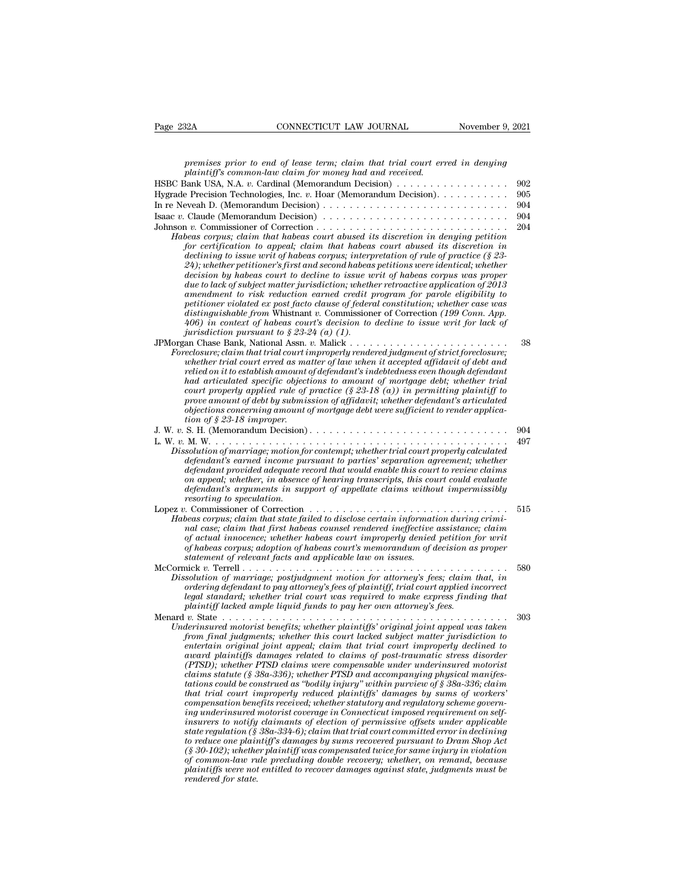*premises prior to end of lease term; claim that trial court erred in denying plaintiff's common-law claim for money had and received.*

HSBC Bank USA, N.A. *v.* Cardinal (Memorandum Decision) . . . . . . . . . . . . . . . . . 902

Hygrade Precision Technologies, Inc. *v.* Hoar (Memorandum Decision). . . . . . . . . . . 905

In re Neveah D. (Memorandum Decision) . . . . . . . . . . . . . . . . . . . . . . . . . . . . 904

Isaac *v.* Claude (Memorandum Decision) . . . . . . . . . . . . . . . . . . . . . . . . . . . . 904

Johnson *v.* Commissioner of Correction . . . . . . . . . . . . . . . . . . . . . . . . . . . . . 204

*Habeas corpus; claim that habeas court abused its discretion in denying petition for certification to appeal; claim that habeas court abused its discretion in declining to issue writ of habeas corpus; interpretation of rule of practice (§ 23-24); whether petitioner's first and second habeas petitions were identical; whether decision by habeas court to decline to issue writ of habeas corpus was proper due to lack of subject matter jurisdiction; whether retroactive application of 2013 amendment to risk reduction earned credit program for parole eligibility to petitioner violated ex post facto clause of federal constitution; whether case was distinguishable from* Whistnant v. Commissioner of Correction *(199 Conn. App. 406) in context of habeas court's decision to decline to issue writ for lack of jurisdiction pursuant to § 23-24 (a) (1).*

JPMorgan Chase Bank, National Assn. *v.* Malick . . . . . . . . . . . . . . . . . . . . . . . . 38

*Foreclosure; claim that trial court improperly rendered judgment of strict foreclosure; whether trial court erred as matter of law when it accepted affidavit of debt and relied on it to establish amount of defendant's indebtedness even though defendant had articulated specific objections to amount of mortgage debt; whether trial court properly applied rule of practice (§ 23-18 (a)) in permitting plaintiff to prove amount of debt by submission of affidavit; whether defendant's articulated objections concerning amount of mortgage debt were sufficient to render application of § 23-18 improper.*

J. W. *v.* S. H. (Memorandum Decision) . . . . . . . . . . . . . . . . . . . . . . . . . . . . . 904

L. W. *v.* M. W. . . . . . . . . . . . . . . . . . . . . . . . . . . . . . . . . . . . . . . . . . . . 497

*Dissolution of marriage; motion for contempt; whether trial court properly calculated defendant's earned income pursuant to parties' separation agreement; whether defendant provided adequate record that would enable this court to review claims on appeal; whether, in absence of hearing transcripts, this court could evaluate defendant's arguments in support of appellate claims without impermissibly resorting to speculation.*

Lopez *v.* Commissioner of Correction . . . . . . . . . . . . . . . . . . . . . . . . . . . . . 515

*Habeas corpus; claim that state failed to disclose certain information during criminal case; claim that first habeas counsel rendered ineffective assistance; claim of actual innocence; whether habeas court improperly denied petition for writ of habeas corpus; adoption of habeas court's memorandum of decision as proper statement of relevant facts and applicable law on issues.*

McCormick *v.* Terrell . . . . . . . . . . . . . . . . . . . . . . . . . . . . . . . . . . . . . . . 580

*Dissolution of marriage; postjudgment motion for attorney's fees; claim that, in ordering defendant to pay attorney's fees of plaintiff, trial court applied incorrect legal standard; whether trial court was required to make express finding that plaintiff lacked ample liquid funds to pay her own attorney's fees.*

Menard *v.* State . . . . . . . . . . . . . . . . . . . . . . . . . . . . . . . . . . . . . . . . . . 303

*Underinsured motorist benefits; whether plaintiffs' original joint appeal was taken from final judgments; whether this court lacked subject matter jurisdiction to entertain original joint appeal; claim that trial court improperly declined to award plaintiffs damages related to claims of post-traumatic stress disorder (PTSD); whether PTSD claims were compensable under underinsured motorist claims statute (§ 38a-336); whether PTSD and accompanying physical manifestations could be construed as "bodily injury" within purview of § 38a-336; claim that trial court improperly reduced plaintiffs' damages by sums of workers' compensation benefits received; whether statutory and regulatory scheme governing underinsured motorist coverage in Connecticut imposed requirement on self-insurers to notify claimants of election of permissive offsets under applicable state regulation (§ 38a-334-6); claim that trial court committed error in declining to reduce one plaintiff's damages by sums recovered pursuant to Dram Shop Act (§ 30-102); whether plaintiff was compensated twice for same injury in violation of common-law rule precluding double recovery; whether, on remand, because plaintiffs were not entitled to recover damages against state, judgments must be rendered for state.*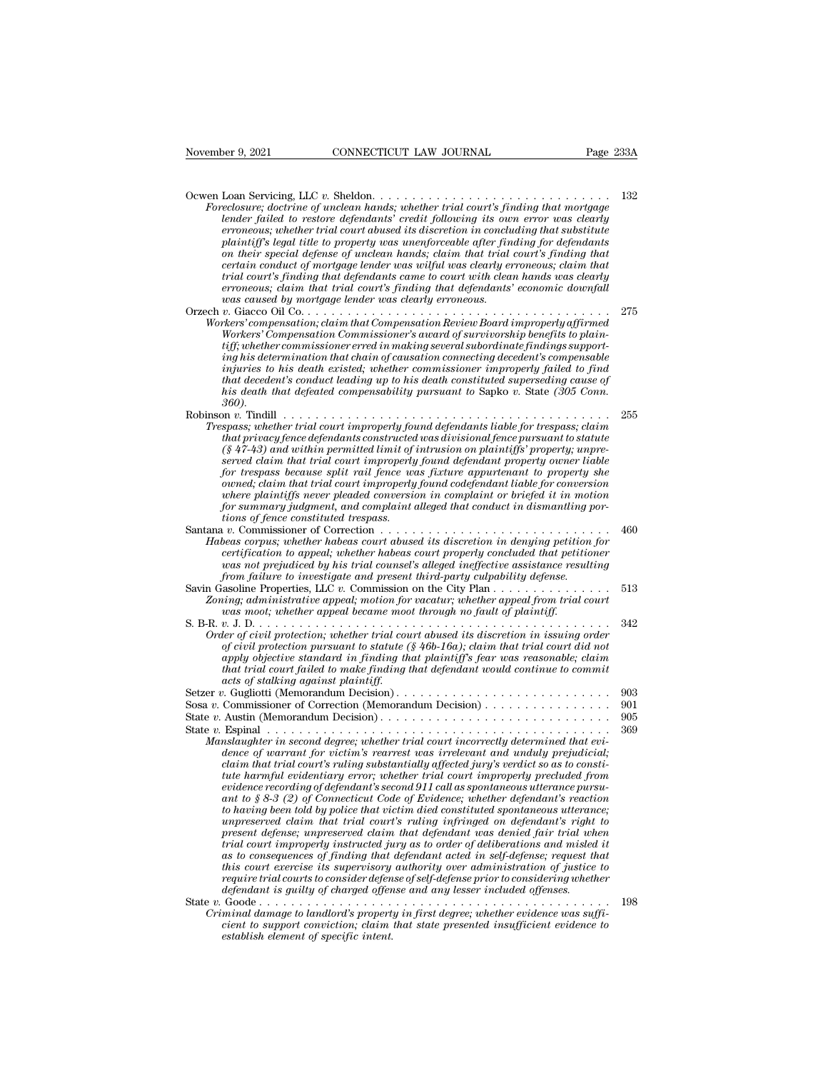Ocwen Loan Servicing, LLC *v.* Sheldon. . . . . . . . . . . . . . . . . . . . . . . . . . . . . . . 132

*Foreclosure; doctrine of unclean hands; whether trial court's finding that mortgage lender failed to restore defendants' credit following its own error was clearly erroneous; whether trial court abused its discretion in concluding that substitute plaintiff's legal title to property was unenforceable after finding for defendants on their special defense of unclean hands; claim that trial court's finding that certain conduct of mortgage lender was wilful was clearly erroneous; claim that trial court's finding that defendants came to court with clean hands was clearly erroneous; claim that trial court's finding that defendants' economic downfall was caused by mortgage lender was clearly erroneous.*

Orzech *v.* Giacco Oil Co. . . . . . . . . . . . . . . . . . . . . . . . . . . . . . . . . . . . . . . . 275

*Workers' compensation; claim that Compensation Review Board improperly affirmed Workers' Compensation Commissioner's award of survivorship benefits to plaintiff; whether commissioner erred in making several subordinate findings supporting his determination that chain of causation connecting decedent's compensable injuries to his death existed; whether commissioner improperly failed to find that decedent's conduct leading up to his death constituted superseding cause of his death that defeated compensability pursuant to* Sapko *v.* State *(305 Conn. 360).*

Robinson *v.* Tindill . . . . . . . . . . . . . . . . . . . . . . . . . . . . . . . . . . . . . . . . . . 255

*Trespass; whether trial court improperly found defendants liable for trespass; claim that privacy fence defendants constructed was divisional fence pursuant to statute (§ 47-43) and within permitted limit of intrusion on plaintiffs' property; unpreserved claim that trial court improperly found defendant property owner liable for trespass because split rail fence was fixture appurtenant to property she owned; claim that trial court improperly found codefendant liable for conversion where plaintiffs never pleaded conversion in complaint or briefed it in motion for summary judgment, and complaint alleged that conduct in dismantling portions of fence constituted trespass.*

Santana *v.* Commissioner of Correction . . . . . . . . . . . . . . . . . . . . . . . . . . . . . 460

*Habeas corpus; whether habeas court abused its discretion in denying petition for certification to appeal; whether habeas court properly concluded that petitioner was not prejudiced by his trial counsel's alleged ineffective assistance resulting from failure to investigate and present third-party culpability defense.*

Savin Gasoline Properties, LLC *v.* Commission on the City Plan . . . . . . . . . . . . . . . 513

*Zoning; administrative appeal; motion for vacatur; whether appeal from trial court was moot; whether appeal became moot through no fault of plaintiff.*

S. B-R. *v.* J. D. . . . . . . . . . . . . . . . . . . . . . . . . . . . . . . . . . . . . . . . . . . . . 342

*Order of civil protection; whether trial court abused its discretion in issuing order of civil protection pursuant to statute (§ 46b-16a); claim that trial court did not apply objective standard in finding that plaintiff's fear was reasonable; claim that trial court failed to make finding that defendant would continue to commit acts of stalking against plaintiff.*

Setzer *v.* Gugliotti (Memorandum Decision) . . . . . . . . . . . . . . . . . . . . . . . . . . 903

Sosa *v.* Commissioner of Correction (Memorandum Decision) . . . . . . . . . . . . . . . . 901

State *v.* Austin (Memorandum Decision) . . . . . . . . . . . . . . . . . . . . . . . . . . . . 905

State *v.* Espinal . . . . . . . . . . . . . . . . . . . . . . . . . . . . . . . . . . . . . . . . . . . . 369

*Manslaughter in second degree; whether trial court incorrectly determined that evidence of warrant for victim's rearrest was irrelevant and unduly prejudicial; claim that trial court's ruling substantially affected jury's verdict so as to constitute harmful evidentiary error; whether trial court improperly precluded from evidence recording of defendant's second 911 call as spontaneous utterance pursuant to § 8-3 (2) of Connecticut Code of Evidence; whether defendant's reaction to having been told by police that victim died constituted spontaneous utterance; unpreserved claim that trial court's ruling infringed on defendant's right to present defense; unpreserved claim that defendant was denied fair trial when trial court improperly instructed jury as to order of deliberations and misled it as to consequences of finding that defendant acted in self-defense; request that this court exercise its supervisory authority over administration of justice to require trial courts to consider defense of self-defense prior to considering whether defendant is guilty of charged offense and any lesser included offenses.*

State *v.* Goode . . . . . . . . . . . . . . . . . . . . . . . . . . . . . . . . . . . . . . . . . . . . 198

*Criminal damage to landlord's property in first degree; whether evidence was sufficient to support conviction; claim that state presented insufficient evidence to establish element of specific intent.*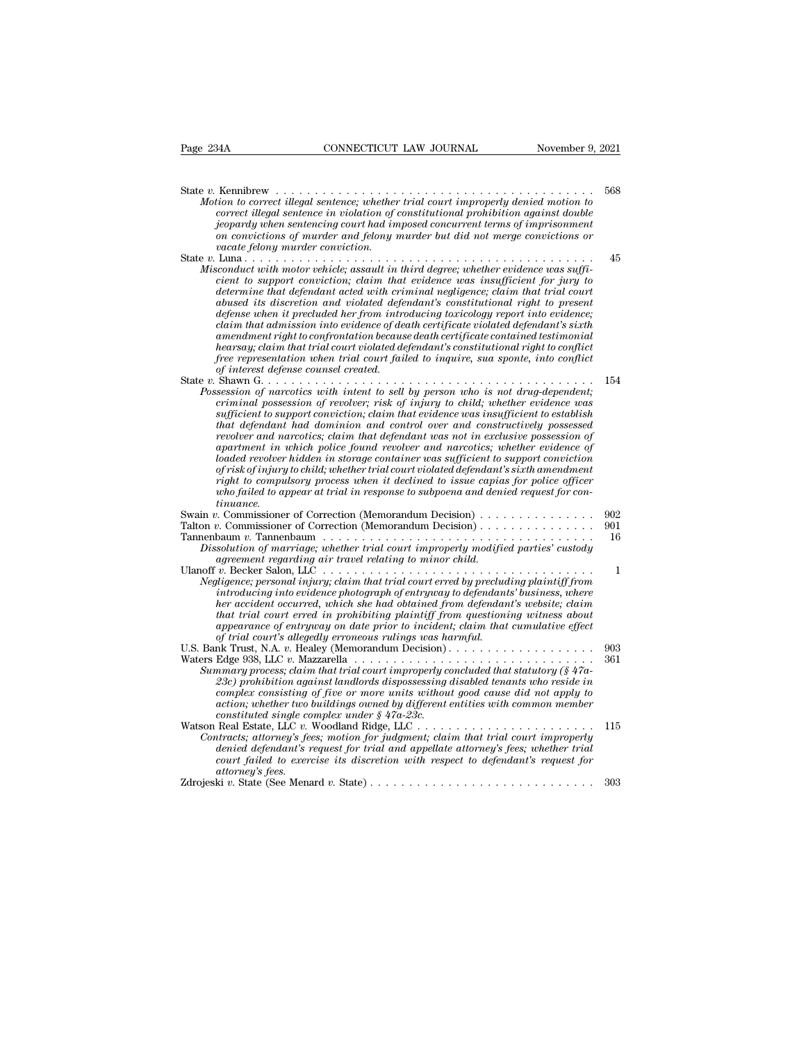State *v.* Kennibrew . . . . . . . . . . . . . . . . . . . . . . . . . . . . . . . . . . . . . . . . . . 568

*Motion to correct illegal sentence; whether trial court improperly denied motion to correct illegal sentence in violation of constitutional prohibition against double jeopardy when sentencing court had imposed concurrent terms of imprisonment on convictions of murder and felony murder but did not merge convictions or vacate felony murder conviction.*

State *v.* Luna . . . . . . . . . . . . . . . . . . . . . . . . . . . . . . . . . . . . . . . . . . . . . 45

*Misconduct with motor vehicle; assault in third degree; whether evidence was sufficient to support conviction; claim that evidence was insufficient for jury to determine that defendant acted with criminal negligence; claim that trial court abused its discretion and violated defendant's constitutional right to present defense when it precluded her from introducing toxicology report into evidence; claim that admission into evidence of death certificate violated defendant's sixth amendment right to confrontation because death certificate contained testimonial hearsay; claim that trial court violated defendant's constitutional right to conflict free representation when trial court failed to inquire, sua sponte, into conflict of interest defense counsel created.*

State *v.* Shawn G. . . . . . . . . . . . . . . . . . . . . . . . . . . . . . . . . . . . . . . . . . . 154

*Possession of narcotics with intent to sell by person who is not drug-dependent; criminal possession of revolver; risk of injury to child; whether evidence was sufficient to support conviction; claim that evidence was insufficient to establish that defendant had dominion and control over and constructively possessed revolver and narcotics; claim that defendant was not in exclusive possession of apartment in which police found revolver and narcotics; whether evidence of loaded revolver hidden in storage container was sufficient to support conviction of risk of injury to child; whether trial court violated defendant's sixth amendment right to compulsory process when it declined to issue capias for police officer who failed to appear at trial in response to subpoena and denied request for continuance.*

Swain *v.* Commissioner of Correction (Memorandum Decision) . . . . . . . . . . . . . . 902

Talton *v.* Commissioner of Correction (Memorandum Decision) . . . . . . . . . . . . . . 901

Tannenbaum *v.* Tannenbaum . . . . . . . . . . . . . . . . . . . . . . . . . . . . . . . . . . . 16

*Dissolution of marriage; whether trial court improperly modified parties' custody agreement regarding air travel relating to minor child.*

Ulanoff *v.* Becker Salon, LLC . . . . . . . . . . . . . . . . . . . . . . . . . . . . . . . . . . 1

*Negligence; personal injury; claim that trial court erred by precluding plaintiff from introducing into evidence photograph of entryway to defendants' business, where her accident occurred, which she had obtained from defendant's website; claim that trial court erred in prohibiting plaintiff from questioning witness about appearance of entryway on date prior to incident; claim that cumulative effect of trial court's allegedly erroneous rulings was harmful.*

U.S. Bank Trust, N.A. *v.* Healey (Memorandum Decision) . . . . . . . . . . . . . . . . . . 903

Waters Edge 938, LLC *v.* Mazzarella . . . . . . . . . . . . . . . . . . . . . . . . . . . . . . 361

*Summary process; claim that trial court improperly concluded that statutory (§ 47a-23c) prohibition against landlords dispossessing disabled tenants who reside in complex consisting of five or more units without good cause did not apply to action; whether two buildings owned by different entities with common member constituted single complex under § 47a-23c.*

Watson Real Estate, LLC *v.* Woodland Ridge, LLC . . . . . . . . . . . . . . . . . . . . . . . 115

*Contracts; attorney's fees; motion for judgment; claim that trial court improperly denied defendant's request for trial and appellate attorney's fees; whether trial court failed to exercise its discretion with respect to defendant's request for attorney's fees.*

Zdrojeski *v.* State (See Menard *v.* State) . . . . . . . . . . . . . . . . . . . . . . . . . . . 303